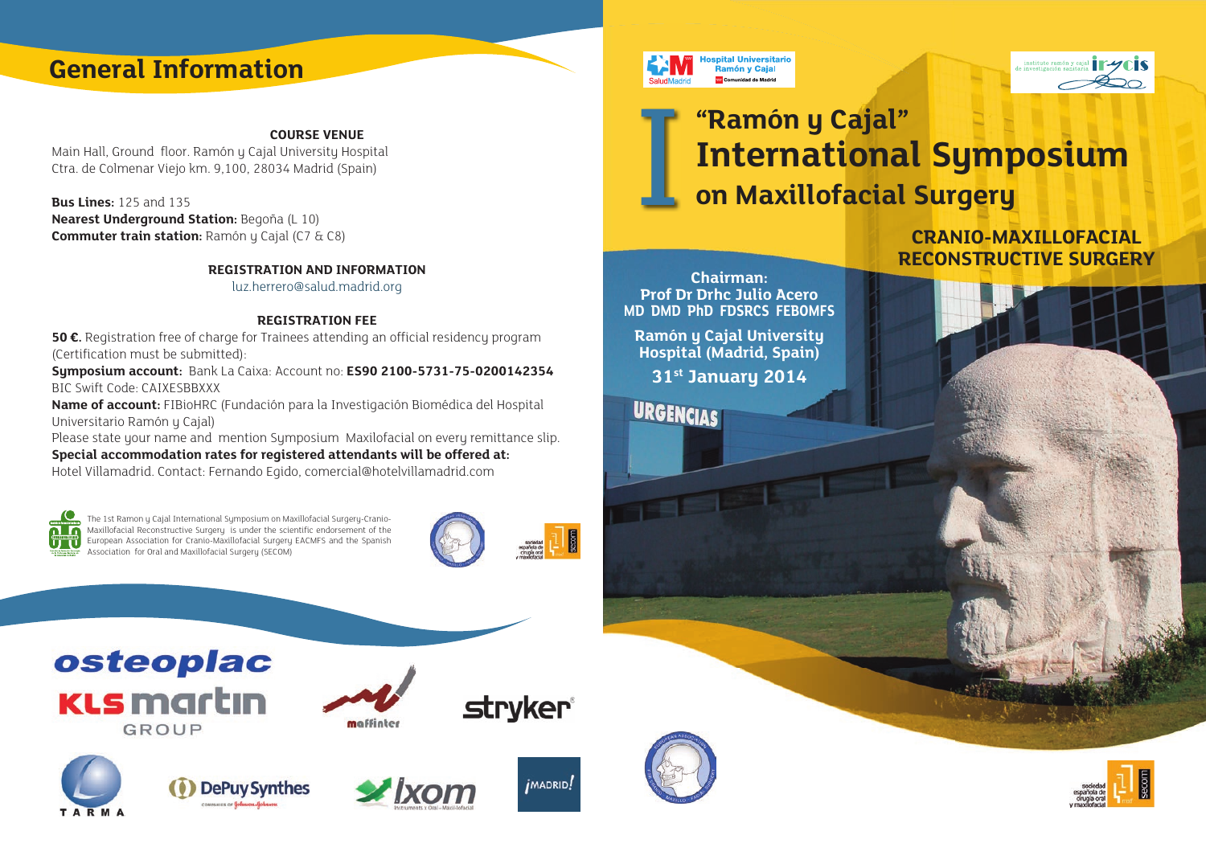# General Information

**COURSE VENUE**

Main Hall, Ground floor. Ramón y Cajal University Hospital
Ctra. de Colmenar Viejo km. 9,100, 28034 Madrid (Spain)

**Bus Lines:** 125 and 135
**Nearest Underground Station:** Begoña (L 10)
**Commuter train station:** Ramón y Cajal (C7 & C8)

**REGISTRATION AND INFORMATION**

luz.herrero@salud.madrid.org

**REGISTRATION FEE**

**50 €.** Registration free of charge for Trainees attending an official residency program (Certification must be submitted):
**Symposium account:** Bank La Caixa: Account no: **ES90 2100-5731-75-0200142354**
BIC Swift Code: CAIXESBBXXX
**Name of account:** FIBioHRC (Fundación para la Investigación Biomédica del Hospital Universitario Ramón y Cajal)
Please state your name and mention Symposium Maxilofacial on every remittance slip.
**Special accommodation rates for registered attendants will be offered at:**
Hotel Villamadrid. Contact: Fernando Egido, comercial@hotelvillamadrid.com

The 1st Ramon y Cajal International Symposium on Maxillofacial Surgery-Cranio-Maxillofacial Reconstructive Surgery is under the scientific endorsement of the European Association for Cranio-Maxillofacial Surgery EACMFS and the Spanish Association for Oral and Maxillofacial Surgery (SECOM)

osteoplac · KLS martin GROUP · maffinter · stryker · TARMA · DePuy Synthes · ixom · ¡MADRID!

Hospital Universitario Ramón y Cajal · SaludMadrid · Comunidad de Madrid · instituto ramón y cajal de investigación sanitaria irycis

# I "Ramón y Cajal" International Symposium on Maxillofacial Surgery

## CRANIO-MAXILLOFACIAL RECONSTRUCTIVE SURGERY

**Chairman:**
**Prof Dr Drhc Julio Acero**
**MD DMD PhD FDSRCS FEBOMFS**

**Ramón y Cajal University Hospital (Madrid, Spain)**

**31st January 2014**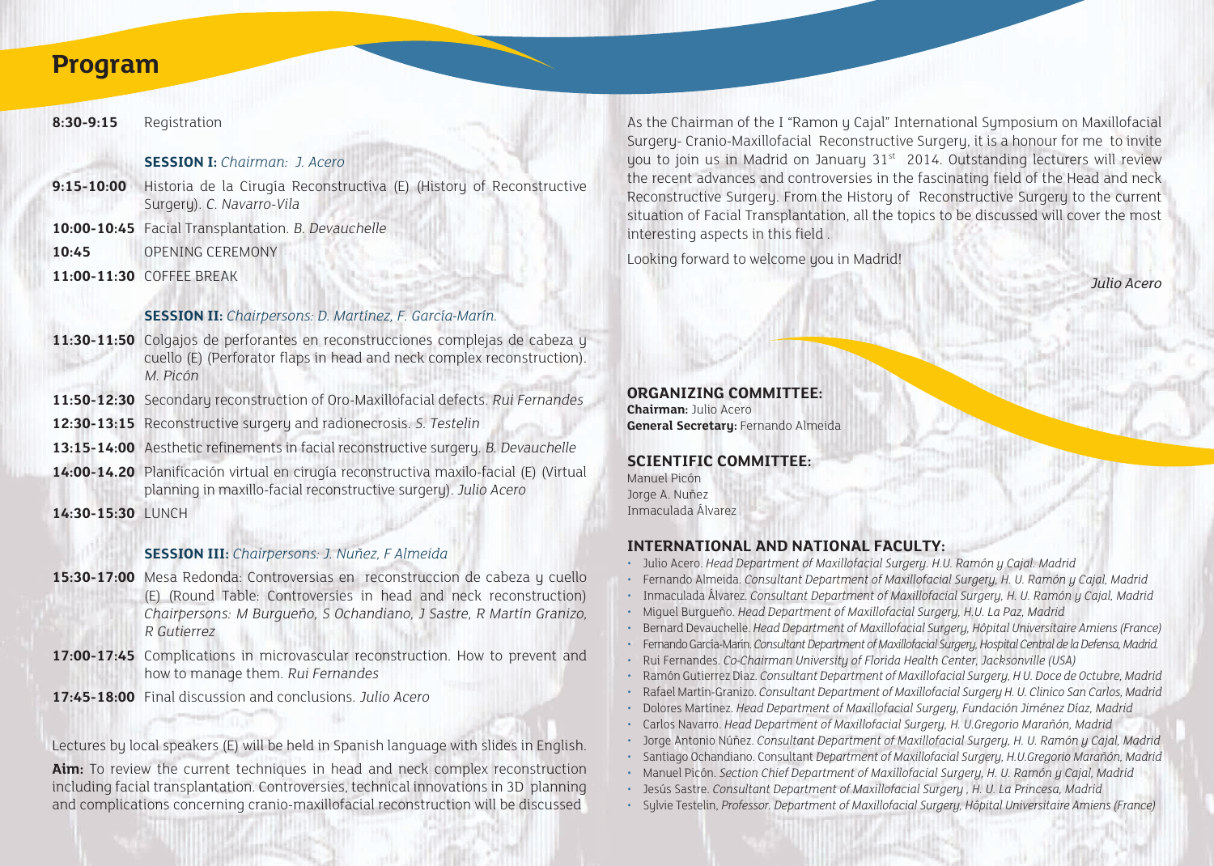# Program

**8:30-9:15** Registration

**SESSION I:** *Chairman: J. Acero*

**9:15-10:00** Historia de la Cirugía Reconstructiva (E) (History of Reconstructive Surgery). *C. Navarro-Vila*

**10:00-10:45** Facial Transplantation. *B. Devauchelle*

**10:45** OPENING CEREMONY

**11:00-11:30** COFFEE BREAK

**SESSION II:** *Chairpersons: D. Martínez, F. García-Marín.*

**11:30-11:50** Colgajos de perforantes en reconstrucciones complejas de cabeza y cuello (E) (Perforator flaps in head and neck complex reconstruction). *M. Picón*

**11:50-12:30** Secondary reconstruction of Oro-Maxillofacial defects. *Rui Fernandes*

**12:30-13:15** Reconstructive surgery and radionecrosis. *S. Testelin*

**13:15-14:00** Aesthetic refinements in facial reconstructive surgery. *B. Devauchelle*

**14:00-14.20** Planificación virtual en cirugía reconstructiva maxilo-facial (E) (Virtual planning in maxillo-facial reconstructive surgery). *Julio Acero*

**14:30-15:30** LUNCH

**SESSION III:** *Chairpersons: J. Nuñez, F Almeida*

**15:30-17:00** Mesa Redonda: Controversias en reconstruccion de cabeza y cuello (E) (Round Table: Controversies in head and neck reconstruction) *Chairpersons: M Burgueño, S Ochandiano, J Sastre, R Martín Granizo, R Gutierrez*

**17:00-17:45** Complications in microvascular reconstruction. How to prevent and how to manage them. *Rui Fernandes*

**17:45-18:00** Final discussion and conclusions. *Julio Acero*

Lectures by local speakers (E) will be held in Spanish language with slides in English.

**Aim:** To review the current techniques in head and neck complex reconstruction including facial transplantation. Controversies, technical innovations in 3D planning and complications concerning cranio-maxillofacial reconstruction will be discussed

As the Chairman of the I "Ramon y Cajal" International Symposium on Maxillofacial Surgery- Cranio-Maxillofacial Reconstructive Surgery, it is a honour for me to invite you to join us in Madrid on January 31st 2014. Outstanding lecturers will review the recent advances and controversies in the fascinating field of the Head and neck Reconstructive Surgery. From the History of Reconstructive Surgery to the current situation of Facial Transplantation, all the topics to be discussed will cover the most interesting aspects in this field .

Looking forward to welcome you in Madrid!

*Julio Acero*

## ORGANIZING COMMITTEE:

**Chairman:** Julio Acero
**General Secretary:** Fernando Almeida

## SCIENTIFIC COMMITTEE:

Manuel Picón
Jorge A. Nuñez
Inmaculada Álvarez

## INTERNATIONAL AND NATIONAL FACULTY:

- Julio Acero. *Head Department of Maxillofacial Surgery. H.U. Ramón y Cajal. Madrid*
- Fernando Almeida. *Consultant Department of Maxillofacial Surgery, H. U. Ramón y Cajal, Madrid*
- Inmaculada Álvarez. *Consultant Department of Maxillofacial Surgery, H. U. Ramón y Cajal, Madrid*
- Miguel Burgueño. *Head Department of Maxillofacial Surgery, H.U. La Paz, Madrid*
- Bernard Devauchelle. *Head Department of Maxillofacial Surgery, Hôpital Universitaire Amiens (France)*
- Fernando García-Marín. *Consultant Department of Maxillofacial Surgery, Hospital Central de la Defensa, Madrid.*
- Rui Fernandes. *Co-Chairman University of Florida Health Center, Jacksonville (USA)*
- Ramón Gutierrez Díaz. *Consultant Department of Maxillofacial Surgery, H U. Doce de Octubre, Madrid*
- Rafael Martín-Granizo. *Consultant Department of Maxillofacial Surgery H. U. Clinico San Carlos, Madrid*
- Dolores Martínez. *Head Department of Maxillofacial Surgery, Fundación Jiménez Díaz, Madrid*
- Carlos Navarro. *Head Department of Maxillofacial Surgery, H. U.Gregorio Marañón, Madrid*
- Jorge Antonio Núñez. *Consultant Department of Maxillofacial Surgery, H. U. Ramón y Cajal, Madrid*
- Santiago Ochandiano. Consultant *Department of Maxillofacial Surgery, H.U.Gregorio Marañón, Madrid*
- Manuel Picón. *Section Chief Department of Maxillofacial Surgery, H. U. Ramón y Cajal, Madrid*
- Jesús Sastre. *Consultant Department of Maxillofacial Surgery , H. U. La Princesa, Madrid*
- Sylvie Testelin, *Professor. Department of Maxillofacial Surgery, Hôpital Universitaire Amiens (France)*